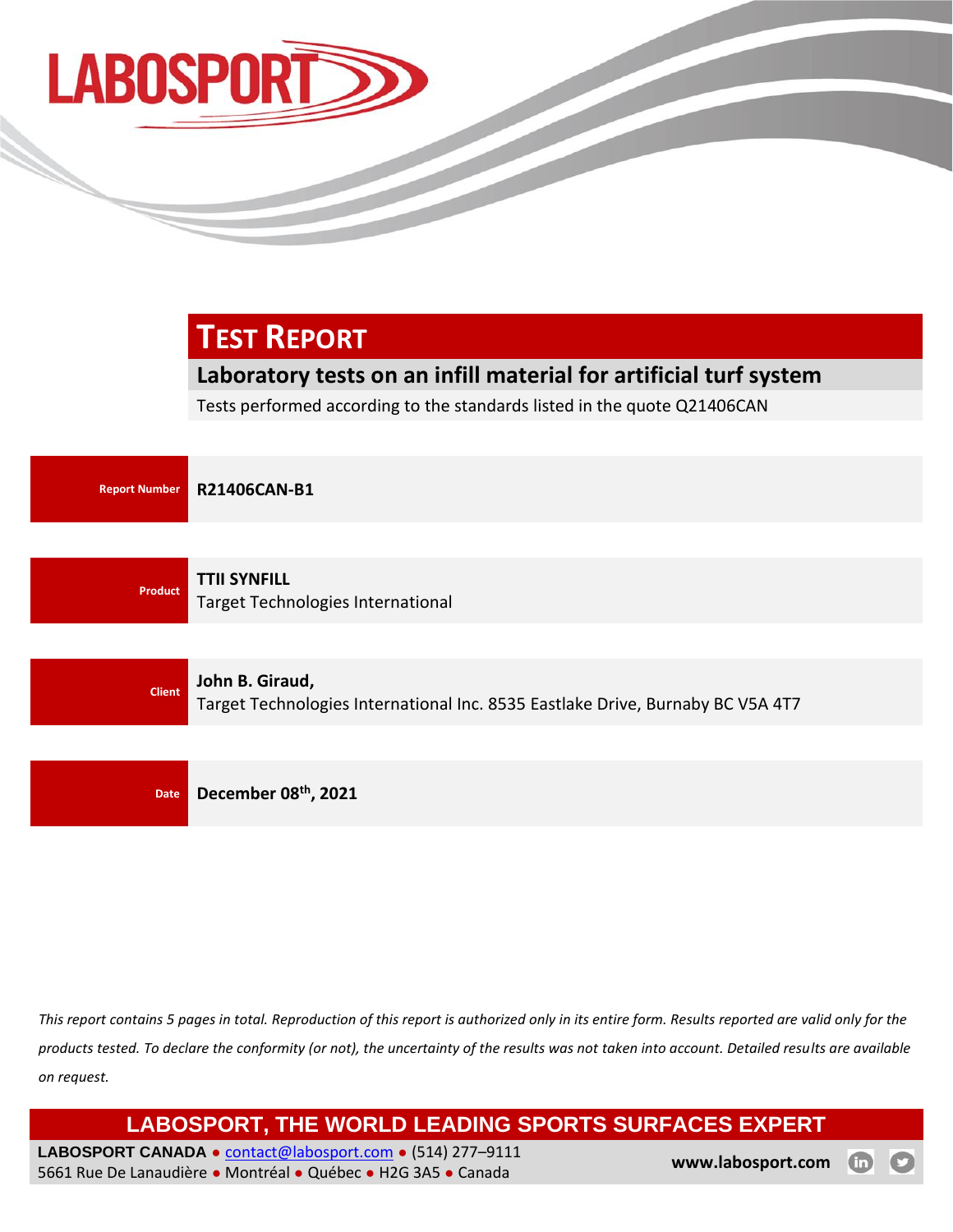LABOSPORT

# TEST REPORT

## Laboratory tests on an infill material for artificial turf system

Tests performed according to the standards listed in the quote Q21406CAN

| | |
|---|---|
| **Report Number** | **R21406CAN-B1** |
| **Product** | **TTII SYNFILL**<br>Target Technologies International |
| **Client** | **John B. Giraud,**<br>Target Technologies International Inc. 8535 Eastlake Drive, Burnaby BC V5A 4T7 |
| **Date** | **December 08th, 2021** |

*This report contains 5 pages in total. Reproduction of this report is authorized only in its entire form. Results reported are valid only for the products tested. To declare the conformity (or not), the uncertainty of the results was not taken into account. Detailed results are available on request.*

**LABOSPORT, THE WORLD LEADING SPORTS SURFACES EXPERT**

**LABOSPORT CANADA** ● contact@labosport.com ● (514) 277–9111
5661 Rue De Lanaudière ● Montréal ● Québec ● H2G 3A5 ● Canada

**www.labosport.com**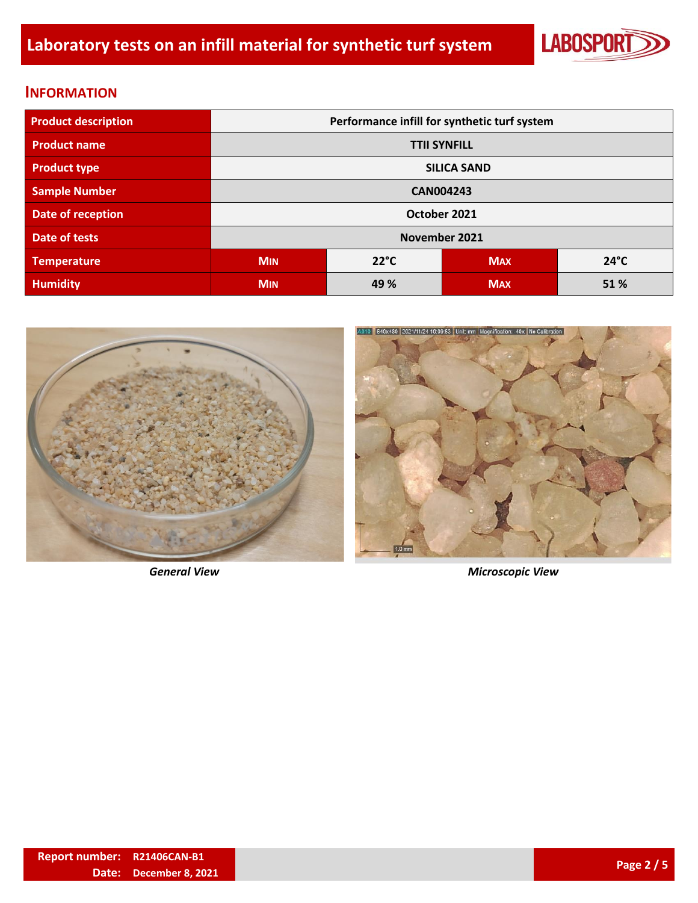## INFORMATION

| Product description | Performance infill for synthetic turf system | | | |
|---|---|---|---|---|
| Product name | TTII SYNFILL | | | |
| Product type | SILICA SAND | | | |
| Sample Number | CAN004243 | | | |
| Date of reception | October 2021 | | | |
| Date of tests | November 2021 | | | |
| Temperature | MIN | 22°C | MAX | 24°C |
| Humidity | MIN | 49 % | MAX | 51 % |

*General View*

*Microscopic View*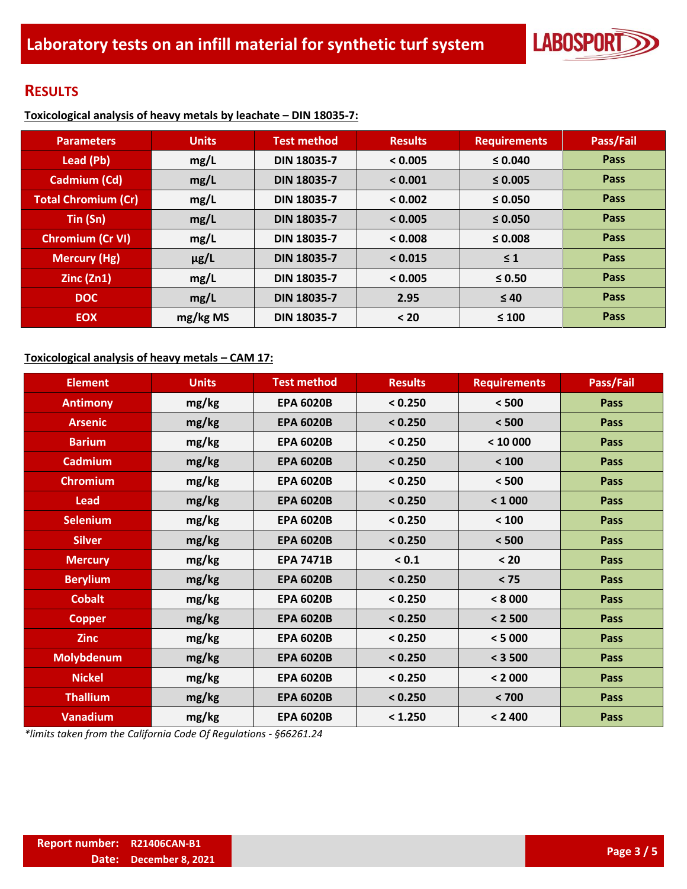## RESULTS

**Toxicological analysis of heavy metals by leachate – DIN 18035-7:**

| Parameters | Units | Test method | Results | Requirements | Pass/Fail |
|---|---|---|---|---|---|
| Lead (Pb) | mg/L | DIN 18035-7 | < 0.005 | ≤ 0.040 | Pass |
| Cadmium (Cd) | mg/L | DIN 18035-7 | < 0.001 | ≤ 0.005 | Pass |
| Total Chromium (Cr) | mg/L | DIN 18035-7 | < 0.002 | ≤ 0.050 | Pass |
| Tin (Sn) | mg/L | DIN 18035-7 | < 0.005 | ≤ 0.050 | Pass |
| Chromium (Cr VI) | mg/L | DIN 18035-7 | < 0.008 | ≤ 0.008 | Pass |
| Mercury (Hg) | µg/L | DIN 18035-7 | < 0.015 | ≤ 1 | Pass |
| Zinc (Zn1) | mg/L | DIN 18035-7 | < 0.005 | ≤ 0.50 | Pass |
| DOC | mg/L | DIN 18035-7 | 2.95 | ≤ 40 | Pass |
| EOX | mg/kg MS | DIN 18035-7 | < 20 | ≤ 100 | Pass |

**Toxicological analysis of heavy metals – CAM 17:**

| Element | Units | Test method | Results | Requirements | Pass/Fail |
|---|---|---|---|---|---|
| Antimony | mg/kg | EPA 6020B | < 0.250 | < 500 | Pass |
| Arsenic | mg/kg | EPA 6020B | < 0.250 | < 500 | Pass |
| Barium | mg/kg | EPA 6020B | < 0.250 | < 10 000 | Pass |
| Cadmium | mg/kg | EPA 6020B | < 0.250 | < 100 | Pass |
| Chromium | mg/kg | EPA 6020B | < 0.250 | < 500 | Pass |
| Lead | mg/kg | EPA 6020B | < 0.250 | < 1 000 | Pass |
| Selenium | mg/kg | EPA 6020B | < 0.250 | < 100 | Pass |
| Silver | mg/kg | EPA 6020B | < 0.250 | < 500 | Pass |
| Mercury | mg/kg | EPA 7471B | < 0.1 | < 20 | Pass |
| Berylium | mg/kg | EPA 6020B | < 0.250 | < 75 | Pass |
| Cobalt | mg/kg | EPA 6020B | < 0.250 | < 8 000 | Pass |
| Copper | mg/kg | EPA 6020B | < 0.250 | < 2 500 | Pass |
| Zinc | mg/kg | EPA 6020B | < 0.250 | < 5 000 | Pass |
| Molybdenum | mg/kg | EPA 6020B | < 0.250 | < 3 500 | Pass |
| Nickel | mg/kg | EPA 6020B | < 0.250 | < 2 000 | Pass |
| Thallium | mg/kg | EPA 6020B | < 0.250 | < 700 | Pass |
| Vanadium | mg/kg | EPA 6020B | < 1.250 | < 2 400 | Pass |

*\*limits taken from the California Code Of Regulations - §66261.24*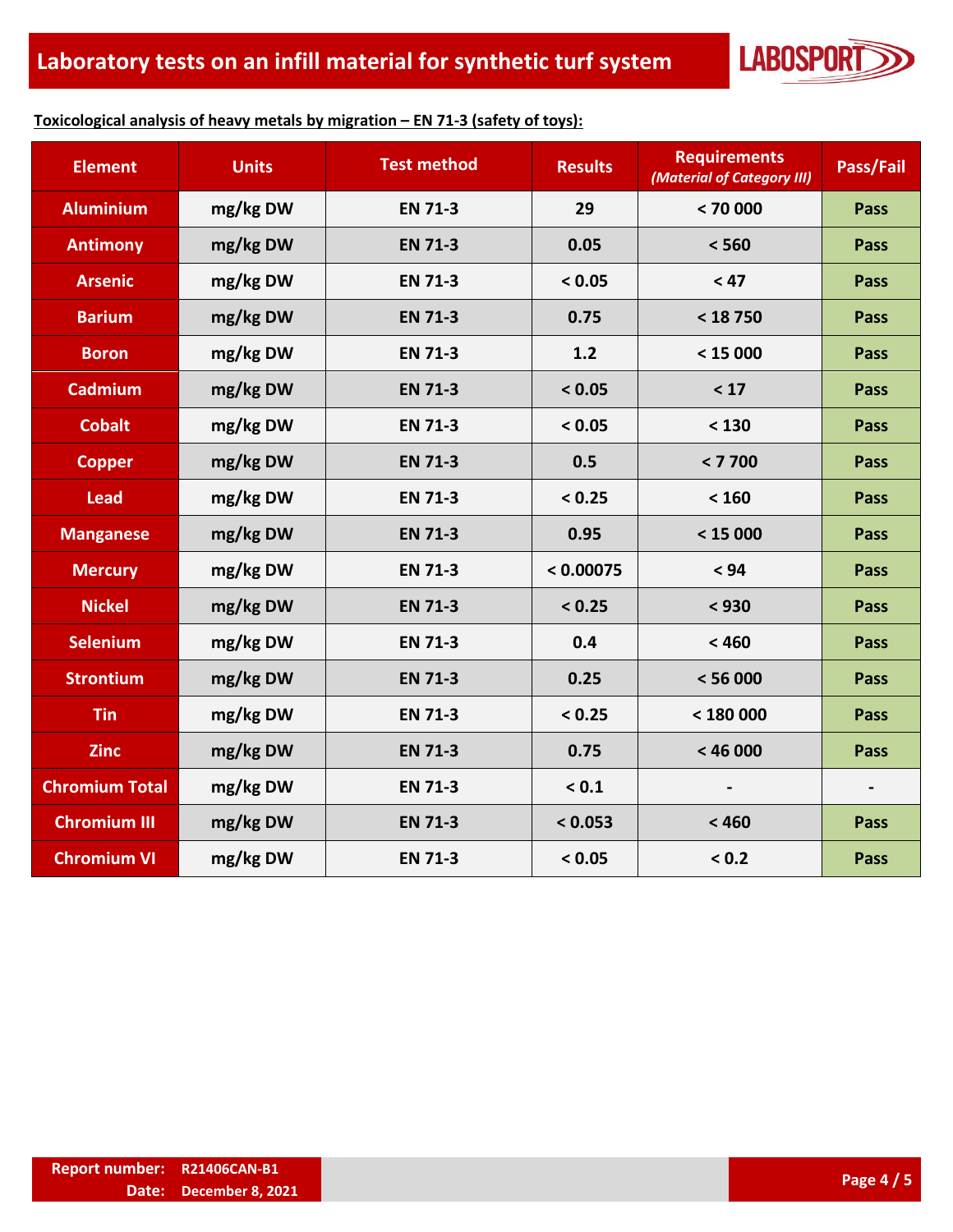**Toxicological analysis of heavy metals by migration – EN 71-3 (safety of toys):**

| Element | Units | Test method | Results | Requirements *(Material of Category III)* | Pass/Fail |
|---|---|---|---|---|---|
| Aluminium | mg/kg DW | EN 71-3 | 29 | < 70 000 | Pass |
| Antimony | mg/kg DW | EN 71-3 | 0.05 | < 560 | Pass |
| Arsenic | mg/kg DW | EN 71-3 | < 0.05 | < 47 | Pass |
| Barium | mg/kg DW | EN 71-3 | 0.75 | < 18 750 | Pass |
| Boron | mg/kg DW | EN 71-3 | 1.2 | < 15 000 | Pass |
| Cadmium | mg/kg DW | EN 71-3 | < 0.05 | < 17 | Pass |
| Cobalt | mg/kg DW | EN 71-3 | < 0.05 | < 130 | Pass |
| Copper | mg/kg DW | EN 71-3 | 0.5 | < 7 700 | Pass |
| Lead | mg/kg DW | EN 71-3 | < 0.25 | < 160 | Pass |
| Manganese | mg/kg DW | EN 71-3 | 0.95 | < 15 000 | Pass |
| Mercury | mg/kg DW | EN 71-3 | < 0.00075 | < 94 | Pass |
| Nickel | mg/kg DW | EN 71-3 | < 0.25 | < 930 | Pass |
| Selenium | mg/kg DW | EN 71-3 | 0.4 | < 460 | Pass |
| Strontium | mg/kg DW | EN 71-3 | 0.25 | < 56 000 | Pass |
| Tin | mg/kg DW | EN 71-3 | < 0.25 | < 180 000 | Pass |
| Zinc | mg/kg DW | EN 71-3 | 0.75 | < 46 000 | Pass |
| Chromium Total | mg/kg DW | EN 71-3 | < 0.1 | - | - |
| Chromium III | mg/kg DW | EN 71-3 | < 0.053 | < 460 | Pass |
| Chromium VI | mg/kg DW | EN 71-3 | < 0.05 | < 0.2 | Pass |

**Report number:** R21406CAN-B1
**Date:** December 8, 2021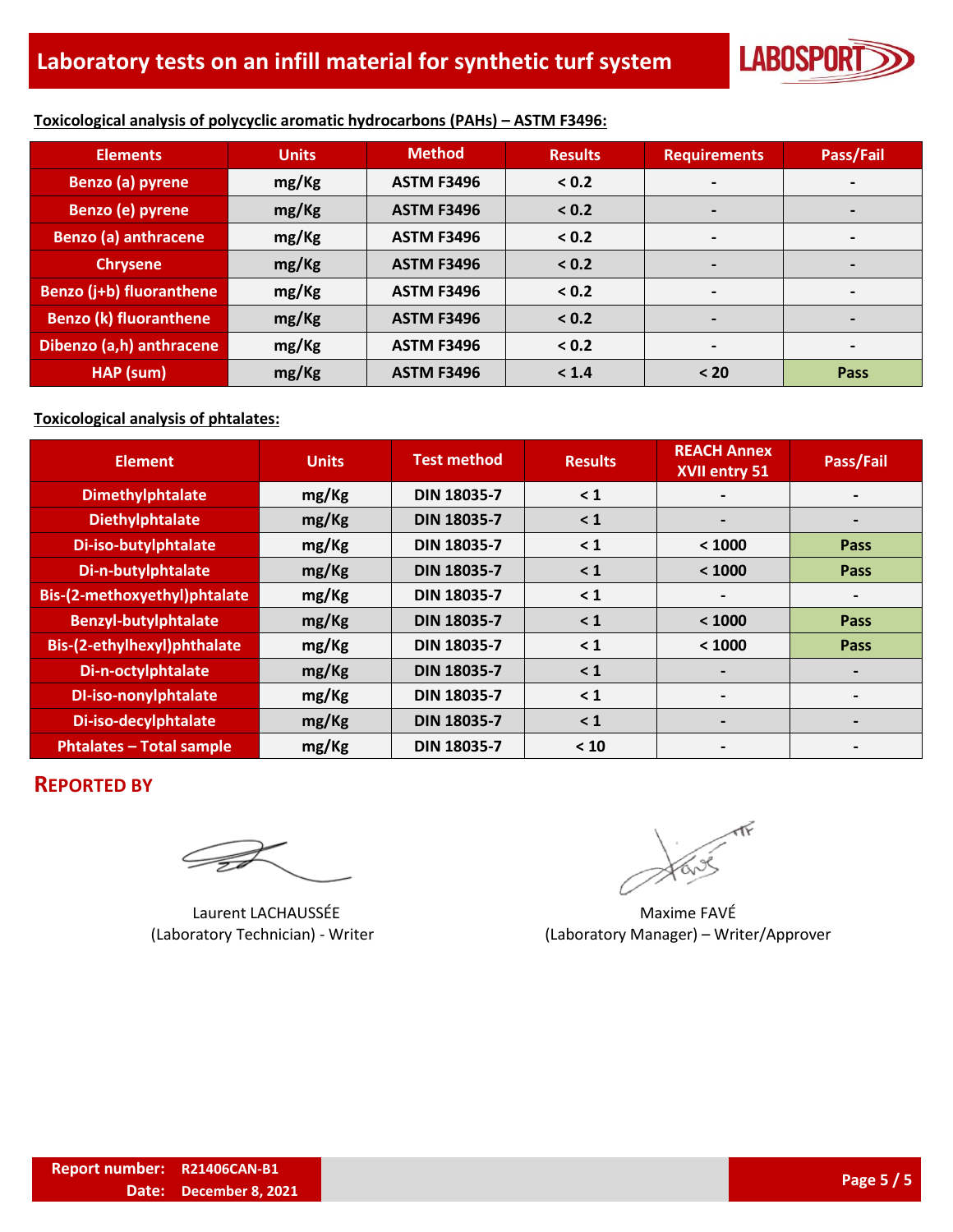**Toxicological analysis of polycyclic aromatic hydrocarbons (PAHs) – ASTM F3496:**

| Elements | Units | Method | Results | Requirements | Pass/Fail |
|---|---|---|---|---|---|
| Benzo (a) pyrene | mg/Kg | ASTM F3496 | < 0.2 | - | - |
| Benzo (e) pyrene | mg/Kg | ASTM F3496 | < 0.2 | - | - |
| Benzo (a) anthracene | mg/Kg | ASTM F3496 | < 0.2 | - | - |
| Chrysene | mg/Kg | ASTM F3496 | < 0.2 | - | - |
| Benzo (j+b) fluoranthene | mg/Kg | ASTM F3496 | < 0.2 | - | - |
| Benzo (k) fluoranthene | mg/Kg | ASTM F3496 | < 0.2 | - | - |
| Dibenzo (a,h) anthracene | mg/Kg | ASTM F3496 | < 0.2 | - | - |
| HAP (sum) | mg/Kg | ASTM F3496 | < 1.4 | < 20 | Pass |

**Toxicological analysis of phtalates:**

| Element | Units | Test method | Results | REACH Annex XVII entry 51 | Pass/Fail |
|---|---|---|---|---|---|
| Dimethylphtalate | mg/Kg | DIN 18035-7 | < 1 | - | - |
| Diethylphtalate | mg/Kg | DIN 18035-7 | < 1 | - | - |
| Di-iso-butylphtalate | mg/Kg | DIN 18035-7 | < 1 | < 1000 | Pass |
| Di-n-butylphtalate | mg/Kg | DIN 18035-7 | < 1 | < 1000 | Pass |
| Bis-(2-methoxyethyl)phtalate | mg/Kg | DIN 18035-7 | < 1 | - | - |
| Benzyl-butylphtalate | mg/Kg | DIN 18035-7 | < 1 | < 1000 | Pass |
| Bis-(2-ethylhexyl)phthalate | mg/Kg | DIN 18035-7 | < 1 | < 1000 | Pass |
| Di-n-octylphtalate | mg/Kg | DIN 18035-7 | < 1 | - | - |
| DI-iso-nonylphtalate | mg/Kg | DIN 18035-7 | < 1 | - | - |
| Di-iso-decylphtalate | mg/Kg | DIN 18035-7 | < 1 | - | - |
| Phtalates – Total sample | mg/Kg | DIN 18035-7 | < 10 | - | - |

## REPORTED BY

Laurent LACHAUSSÉE
(Laboratory Technician) - Writer

Maxime FAVÉ
(Laboratory Manager) – Writer/Approver

**Report number:** R21406CAN-B1
**Date:** December 8, 2021